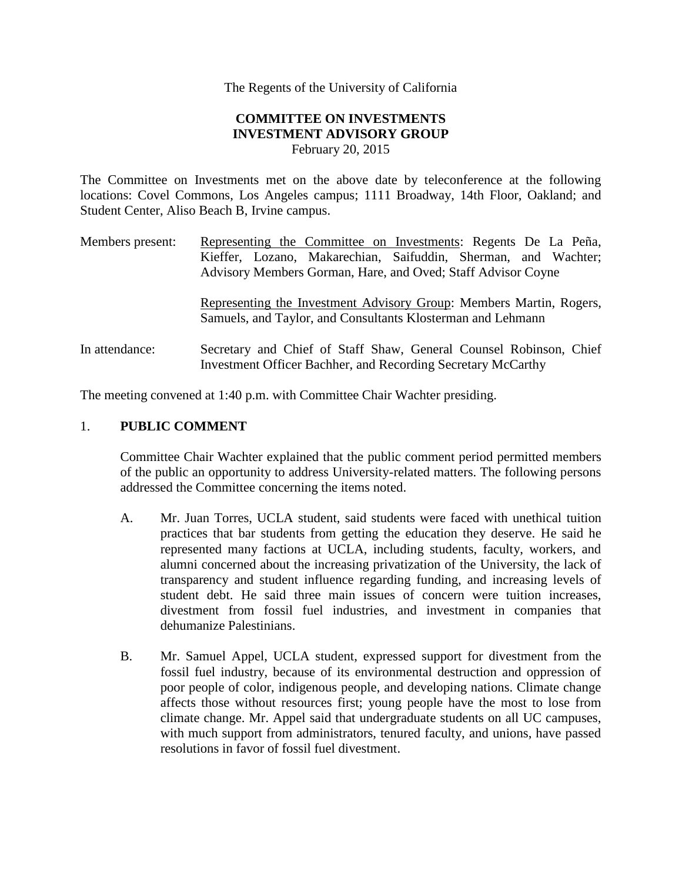The Regents of the University of California

**COMMITTEE ON INVESTMENTS**
**INVESTMENT ADVISORY GROUP**
February 20, 2015

The Committee on Investments met on the above date by teleconference at the following locations: Covel Commons, Los Angeles campus; 1111 Broadway, 14th Floor, Oakland; and Student Center, Aliso Beach B, Irvine campus.

Members present: Representing the Committee on Investments: Regents De La Peña, Kieffer, Lozano, Makarechian, Saifuddin, Sherman, and Wachter; Advisory Members Gorman, Hare, and Oved; Staff Advisor Coyne

Representing the Investment Advisory Group: Members Martin, Rogers, Samuels, and Taylor, and Consultants Klosterman and Lehmann

In attendance: Secretary and Chief of Staff Shaw, General Counsel Robinson, Chief Investment Officer Bachher, and Recording Secretary McCarthy

The meeting convened at 1:40 p.m. with Committee Chair Wachter presiding.

1. **PUBLIC COMMENT**

Committee Chair Wachter explained that the public comment period permitted members of the public an opportunity to address University-related matters. The following persons addressed the Committee concerning the items noted.

A. Mr. Juan Torres, UCLA student, said students were faced with unethical tuition practices that bar students from getting the education they deserve. He said he represented many factions at UCLA, including students, faculty, workers, and alumni concerned about the increasing privatization of the University, the lack of transparency and student influence regarding funding, and increasing levels of student debt. He said three main issues of concern were tuition increases, divestment from fossil fuel industries, and investment in companies that dehumanize Palestinians.

B. Mr. Samuel Appel, UCLA student, expressed support for divestment from the fossil fuel industry, because of its environmental destruction and oppression of poor people of color, indigenous people, and developing nations. Climate change affects those without resources first; young people have the most to lose from climate change. Mr. Appel said that undergraduate students on all UC campuses, with much support from administrators, tenured faculty, and unions, have passed resolutions in favor of fossil fuel divestment.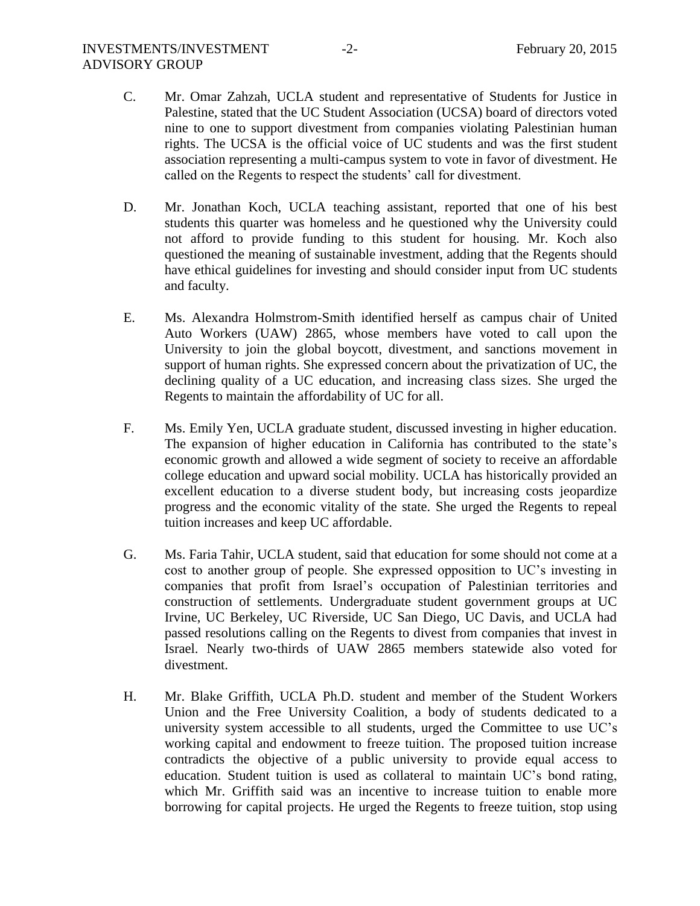C. Mr. Omar Zahzah, UCLA student and representative of Students for Justice in Palestine, stated that the UC Student Association (UCSA) board of directors voted nine to one to support divestment from companies violating Palestinian human rights. The UCSA is the official voice of UC students and was the first student association representing a multi-campus system to vote in favor of divestment. He called on the Regents to respect the students' call for divestment.

D. Mr. Jonathan Koch, UCLA teaching assistant, reported that one of his best students this quarter was homeless and he questioned why the University could not afford to provide funding to this student for housing. Mr. Koch also questioned the meaning of sustainable investment, adding that the Regents should have ethical guidelines for investing and should consider input from UC students and faculty.

E. Ms. Alexandra Holmstrom-Smith identified herself as campus chair of United Auto Workers (UAW) 2865, whose members have voted to call upon the University to join the global boycott, divestment, and sanctions movement in support of human rights. She expressed concern about the privatization of UC, the declining quality of a UC education, and increasing class sizes. She urged the Regents to maintain the affordability of UC for all.

F. Ms. Emily Yen, UCLA graduate student, discussed investing in higher education. The expansion of higher education in California has contributed to the state's economic growth and allowed a wide segment of society to receive an affordable college education and upward social mobility. UCLA has historically provided an excellent education to a diverse student body, but increasing costs jeopardize progress and the economic vitality of the state. She urged the Regents to repeal tuition increases and keep UC affordable.

G. Ms. Faria Tahir, UCLA student, said that education for some should not come at a cost to another group of people. She expressed opposition to UC's investing in companies that profit from Israel's occupation of Palestinian territories and construction of settlements. Undergraduate student government groups at UC Irvine, UC Berkeley, UC Riverside, UC San Diego, UC Davis, and UCLA had passed resolutions calling on the Regents to divest from companies that invest in Israel. Nearly two-thirds of UAW 2865 members statewide also voted for divestment.

H. Mr. Blake Griffith, UCLA Ph.D. student and member of the Student Workers Union and the Free University Coalition, a body of students dedicated to a university system accessible to all students, urged the Committee to use UC's working capital and endowment to freeze tuition. The proposed tuition increase contradicts the objective of a public university to provide equal access to education. Student tuition is used as collateral to maintain UC's bond rating, which Mr. Griffith said was an incentive to increase tuition to enable more borrowing for capital projects. He urged the Regents to freeze tuition, stop using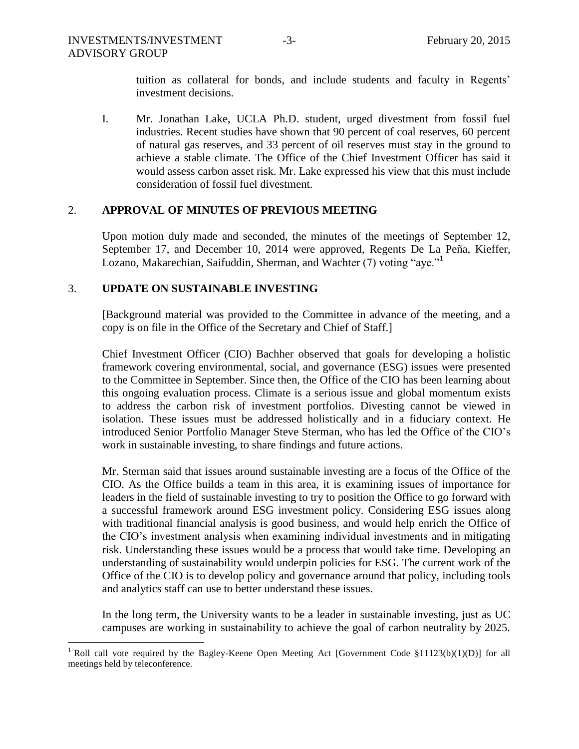tuition as collateral for bonds, and include students and faculty in Regents' investment decisions.

I. Mr. Jonathan Lake, UCLA Ph.D. student, urged divestment from fossil fuel industries. Recent studies have shown that 90 percent of coal reserves, 60 percent of natural gas reserves, and 33 percent of oil reserves must stay in the ground to achieve a stable climate. The Office of the Chief Investment Officer has said it would assess carbon asset risk. Mr. Lake expressed his view that this must include consideration of fossil fuel divestment.

## 2. APPROVAL OF MINUTES OF PREVIOUS MEETING

Upon motion duly made and seconded, the minutes of the meetings of September 12, September 17, and December 10, 2014 were approved, Regents De La Peña, Kieffer, Lozano, Makarechian, Saifuddin, Sherman, and Wachter (7) voting "aye."[1]

## 3. UPDATE ON SUSTAINABLE INVESTING

[Background material was provided to the Committee in advance of the meeting, and a copy is on file in the Office of the Secretary and Chief of Staff.]

Chief Investment Officer (CIO) Bachher observed that goals for developing a holistic framework covering environmental, social, and governance (ESG) issues were presented to the Committee in September. Since then, the Office of the CIO has been learning about this ongoing evaluation process. Climate is a serious issue and global momentum exists to address the carbon risk of investment portfolios. Divesting cannot be viewed in isolation. These issues must be addressed holistically and in a fiduciary context. He introduced Senior Portfolio Manager Steve Sterman, who has led the Office of the CIO's work in sustainable investing, to share findings and future actions.

Mr. Sterman said that issues around sustainable investing are a focus of the Office of the CIO. As the Office builds a team in this area, it is examining issues of importance for leaders in the field of sustainable investing to try to position the Office to go forward with a successful framework around ESG investment policy. Considering ESG issues along with traditional financial analysis is good business, and would help enrich the Office of the CIO's investment analysis when examining individual investments and in mitigating risk. Understanding these issues would be a process that would take time. Developing an understanding of sustainability would underpin policies for ESG. The current work of the Office of the CIO is to develop policy and governance around that policy, including tools and analytics staff can use to better understand these issues.

In the long term, the University wants to be a leader in sustainable investing, just as UC campuses are working in sustainability to achieve the goal of carbon neutrality by 2025.

[1] Roll call vote required by the Bagley-Keene Open Meeting Act [Government Code §11123(b)(1)(D)] for all meetings held by teleconference.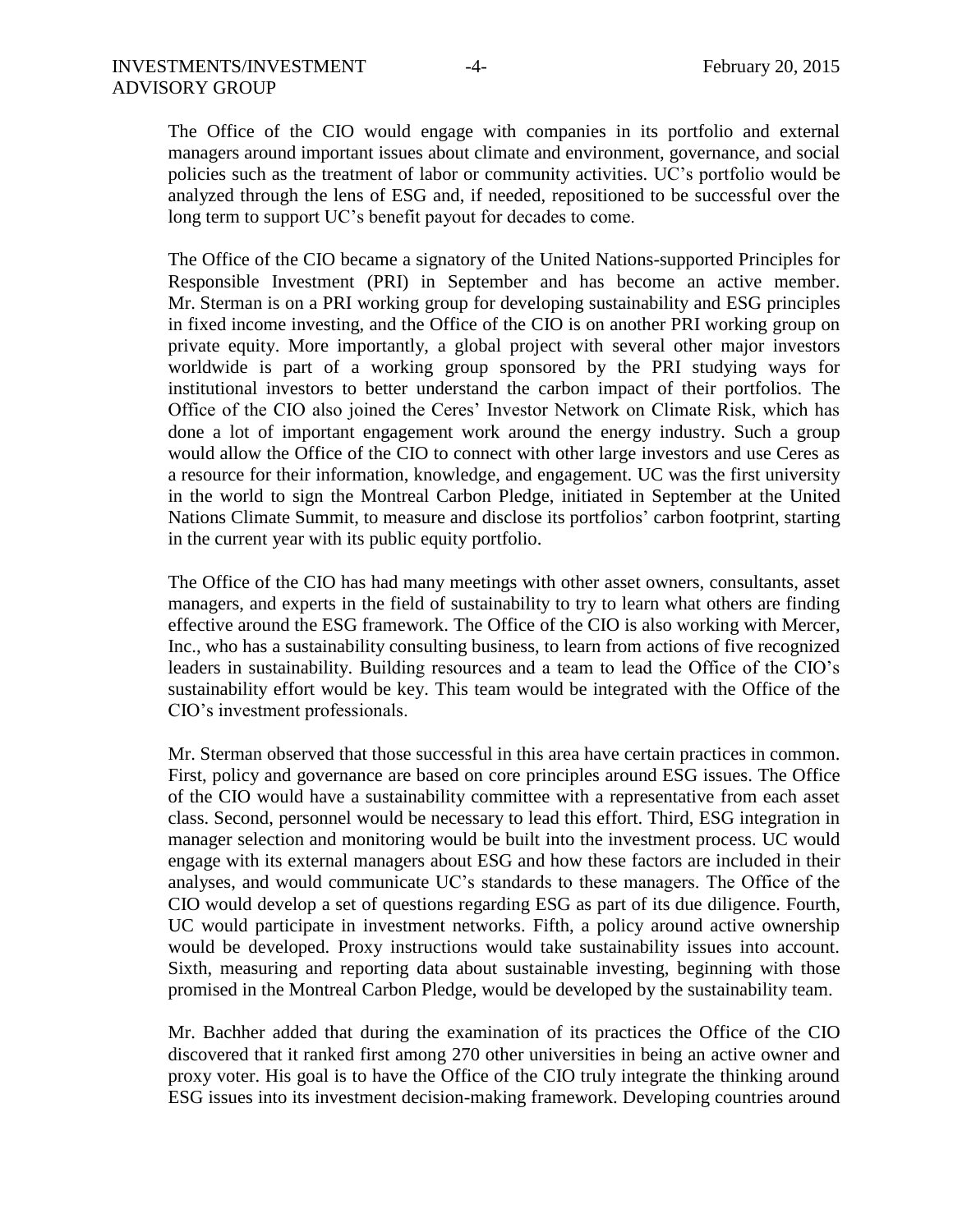The Office of the CIO would engage with companies in its portfolio and external managers around important issues about climate and environment, governance, and social policies such as the treatment of labor or community activities. UC's portfolio would be analyzed through the lens of ESG and, if needed, repositioned to be successful over the long term to support UC's benefit payout for decades to come.

The Office of the CIO became a signatory of the United Nations-supported Principles for Responsible Investment (PRI) in September and has become an active member. Mr. Sterman is on a PRI working group for developing sustainability and ESG principles in fixed income investing, and the Office of the CIO is on another PRI working group on private equity. More importantly, a global project with several other major investors worldwide is part of a working group sponsored by the PRI studying ways for institutional investors to better understand the carbon impact of their portfolios. The Office of the CIO also joined the Ceres' Investor Network on Climate Risk, which has done a lot of important engagement work around the energy industry. Such a group would allow the Office of the CIO to connect with other large investors and use Ceres as a resource for their information, knowledge, and engagement. UC was the first university in the world to sign the Montreal Carbon Pledge, initiated in September at the United Nations Climate Summit, to measure and disclose its portfolios' carbon footprint, starting in the current year with its public equity portfolio.

The Office of the CIO has had many meetings with other asset owners, consultants, asset managers, and experts in the field of sustainability to try to learn what others are finding effective around the ESG framework. The Office of the CIO is also working with Mercer, Inc., who has a sustainability consulting business, to learn from actions of five recognized leaders in sustainability. Building resources and a team to lead the Office of the CIO's sustainability effort would be key. This team would be integrated with the Office of the CIO's investment professionals.

Mr. Sterman observed that those successful in this area have certain practices in common. First, policy and governance are based on core principles around ESG issues. The Office of the CIO would have a sustainability committee with a representative from each asset class. Second, personnel would be necessary to lead this effort. Third, ESG integration in manager selection and monitoring would be built into the investment process. UC would engage with its external managers about ESG and how these factors are included in their analyses, and would communicate UC's standards to these managers. The Office of the CIO would develop a set of questions regarding ESG as part of its due diligence. Fourth, UC would participate in investment networks. Fifth, a policy around active ownership would be developed. Proxy instructions would take sustainability issues into account. Sixth, measuring and reporting data about sustainable investing, beginning with those promised in the Montreal Carbon Pledge, would be developed by the sustainability team.

Mr. Bachher added that during the examination of its practices the Office of the CIO discovered that it ranked first among 270 other universities in being an active owner and proxy voter. His goal is to have the Office of the CIO truly integrate the thinking around ESG issues into its investment decision-making framework. Developing countries around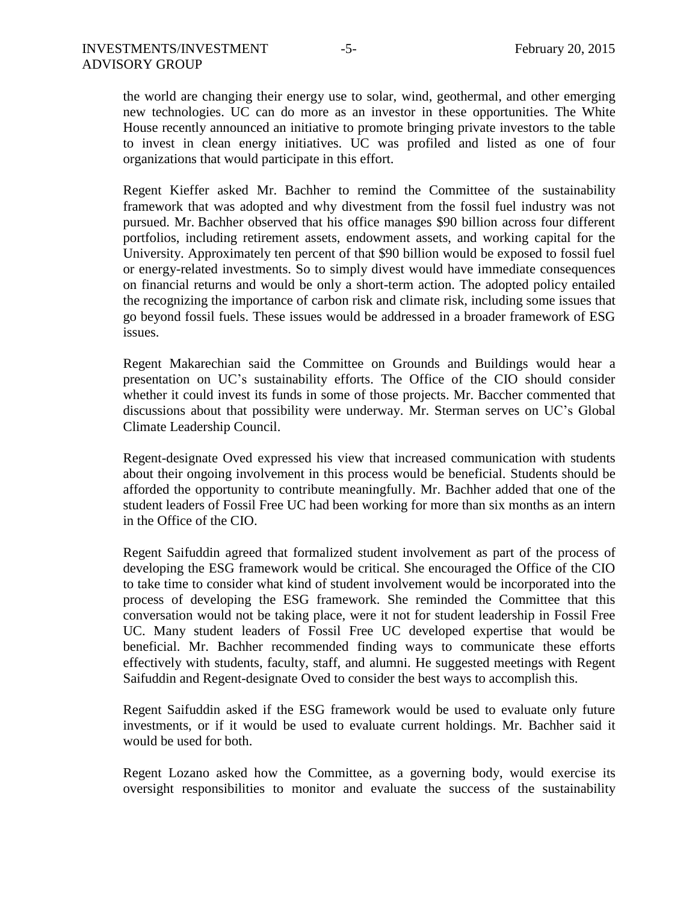the world are changing their energy use to solar, wind, geothermal, and other emerging new technologies. UC can do more as an investor in these opportunities. The White House recently announced an initiative to promote bringing private investors to the table to invest in clean energy initiatives. UC was profiled and listed as one of four organizations that would participate in this effort.

Regent Kieffer asked Mr. Bachher to remind the Committee of the sustainability framework that was adopted and why divestment from the fossil fuel industry was not pursued. Mr. Bachher observed that his office manages \$90 billion across four different portfolios, including retirement assets, endowment assets, and working capital for the University. Approximately ten percent of that \$90 billion would be exposed to fossil fuel or energy-related investments. So to simply divest would have immediate consequences on financial returns and would be only a short-term action. The adopted policy entailed the recognizing the importance of carbon risk and climate risk, including some issues that go beyond fossil fuels. These issues would be addressed in a broader framework of ESG issues.

Regent Makarechian said the Committee on Grounds and Buildings would hear a presentation on UC's sustainability efforts. The Office of the CIO should consider whether it could invest its funds in some of those projects. Mr. Baccher commented that discussions about that possibility were underway. Mr. Sterman serves on UC's Global Climate Leadership Council.

Regent-designate Oved expressed his view that increased communication with students about their ongoing involvement in this process would be beneficial. Students should be afforded the opportunity to contribute meaningfully. Mr. Bachher added that one of the student leaders of Fossil Free UC had been working for more than six months as an intern in the Office of the CIO.

Regent Saifuddin agreed that formalized student involvement as part of the process of developing the ESG framework would be critical. She encouraged the Office of the CIO to take time to consider what kind of student involvement would be incorporated into the process of developing the ESG framework. She reminded the Committee that this conversation would not be taking place, were it not for student leadership in Fossil Free UC. Many student leaders of Fossil Free UC developed expertise that would be beneficial. Mr. Bachher recommended finding ways to communicate these efforts effectively with students, faculty, staff, and alumni. He suggested meetings with Regent Saifuddin and Regent-designate Oved to consider the best ways to accomplish this.

Regent Saifuddin asked if the ESG framework would be used to evaluate only future investments, or if it would be used to evaluate current holdings. Mr. Bachher said it would be used for both.

Regent Lozano asked how the Committee, as a governing body, would exercise its oversight responsibilities to monitor and evaluate the success of the sustainability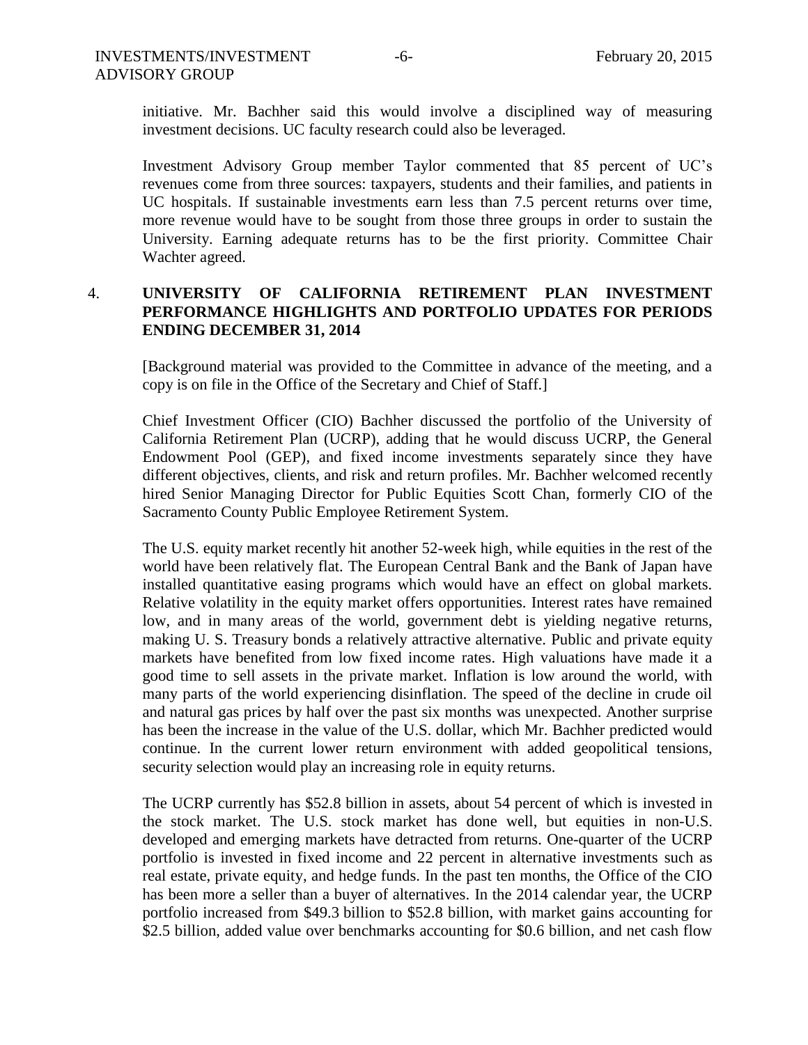initiative. Mr. Bachher said this would involve a disciplined way of measuring investment decisions. UC faculty research could also be leveraged.

Investment Advisory Group member Taylor commented that 85 percent of UC's revenues come from three sources: taxpayers, students and their families, and patients in UC hospitals. If sustainable investments earn less than 7.5 percent returns over time, more revenue would have to be sought from those three groups in order to sustain the University. Earning adequate returns has to be the first priority. Committee Chair Wachter agreed.

4. **UNIVERSITY OF CALIFORNIA RETIREMENT PLAN INVESTMENT PERFORMANCE HIGHLIGHTS AND PORTFOLIO UPDATES FOR PERIODS ENDING DECEMBER 31, 2014**

[Background material was provided to the Committee in advance of the meeting, and a copy is on file in the Office of the Secretary and Chief of Staff.]

Chief Investment Officer (CIO) Bachher discussed the portfolio of the University of California Retirement Plan (UCRP), adding that he would discuss UCRP, the General Endowment Pool (GEP), and fixed income investments separately since they have different objectives, clients, and risk and return profiles. Mr. Bachher welcomed recently hired Senior Managing Director for Public Equities Scott Chan, formerly CIO of the Sacramento County Public Employee Retirement System.

The U.S. equity market recently hit another 52-week high, while equities in the rest of the world have been relatively flat. The European Central Bank and the Bank of Japan have installed quantitative easing programs which would have an effect on global markets. Relative volatility in the equity market offers opportunities. Interest rates have remained low, and in many areas of the world, government debt is yielding negative returns, making U. S. Treasury bonds a relatively attractive alternative. Public and private equity markets have benefited from low fixed income rates. High valuations have made it a good time to sell assets in the private market. Inflation is low around the world, with many parts of the world experiencing disinflation. The speed of the decline in crude oil and natural gas prices by half over the past six months was unexpected. Another surprise has been the increase in the value of the U.S. dollar, which Mr. Bachher predicted would continue. In the current lower return environment with added geopolitical tensions, security selection would play an increasing role in equity returns.

The UCRP currently has $52.8 billion in assets, about 54 percent of which is invested in the stock market. The U.S. stock market has done well, but equities in non-U.S. developed and emerging markets have detracted from returns. One-quarter of the UCRP portfolio is invested in fixed income and 22 percent in alternative investments such as real estate, private equity, and hedge funds. In the past ten months, the Office of the CIO has been more a seller than a buyer of alternatives. In the 2014 calendar year, the UCRP portfolio increased from $49.3 billion to $52.8 billion, with market gains accounting for $2.5 billion, added value over benchmarks accounting for $0.6 billion, and net cash flow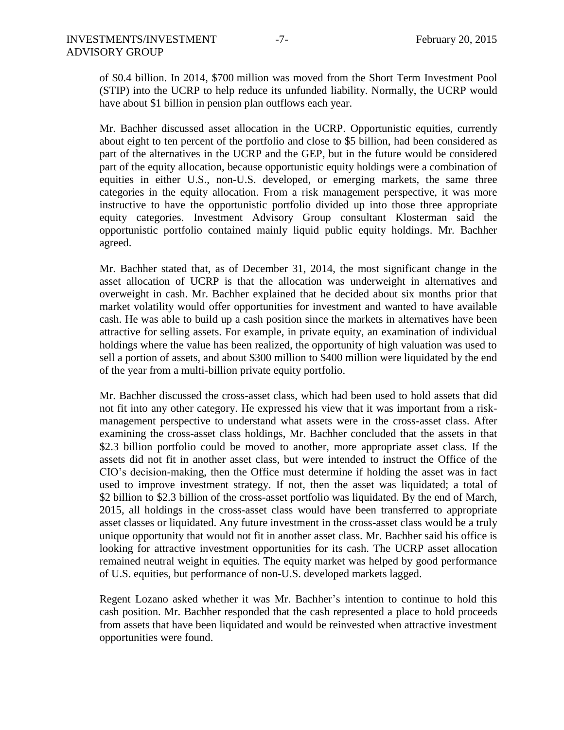of $0.4 billion. In 2014, $700 million was moved from the Short Term Investment Pool (STIP) into the UCRP to help reduce its unfunded liability. Normally, the UCRP would have about $1 billion in pension plan outflows each year.

Mr. Bachher discussed asset allocation in the UCRP. Opportunistic equities, currently about eight to ten percent of the portfolio and close to $5 billion, had been considered as part of the alternatives in the UCRP and the GEP, but in the future would be considered part of the equity allocation, because opportunistic equity holdings were a combination of equities in either U.S., non-U.S. developed, or emerging markets, the same three categories in the equity allocation. From a risk management perspective, it was more instructive to have the opportunistic portfolio divided up into those three appropriate equity categories. Investment Advisory Group consultant Klosterman said the opportunistic portfolio contained mainly liquid public equity holdings. Mr. Bachher agreed.

Mr. Bachher stated that, as of December 31, 2014, the most significant change in the asset allocation of UCRP is that the allocation was underweight in alternatives and overweight in cash. Mr. Bachher explained that he decided about six months prior that market volatility would offer opportunities for investment and wanted to have available cash. He was able to build up a cash position since the markets in alternatives have been attractive for selling assets. For example, in private equity, an examination of individual holdings where the value has been realized, the opportunity of high valuation was used to sell a portion of assets, and about $300 million to $400 million were liquidated by the end of the year from a multi-billion private equity portfolio.

Mr. Bachher discussed the cross-asset class, which had been used to hold assets that did not fit into any other category. He expressed his view that it was important from a risk-management perspective to understand what assets were in the cross-asset class. After examining the cross-asset class holdings, Mr. Bachher concluded that the assets in that $2.3 billion portfolio could be moved to another, more appropriate asset class. If the assets did not fit in another asset class, but were intended to instruct the Office of the CIO's decision-making, then the Office must determine if holding the asset was in fact used to improve investment strategy. If not, then the asset was liquidated; a total of $2 billion to $2.3 billion of the cross-asset portfolio was liquidated. By the end of March, 2015, all holdings in the cross-asset class would have been transferred to appropriate asset classes or liquidated. Any future investment in the cross-asset class would be a truly unique opportunity that would not fit in another asset class. Mr. Bachher said his office is looking for attractive investment opportunities for its cash. The UCRP asset allocation remained neutral weight in equities. The equity market was helped by good performance of U.S. equities, but performance of non-U.S. developed markets lagged.

Regent Lozano asked whether it was Mr. Bachher's intention to continue to hold this cash position. Mr. Bachher responded that the cash represented a place to hold proceeds from assets that have been liquidated and would be reinvested when attractive investment opportunities were found.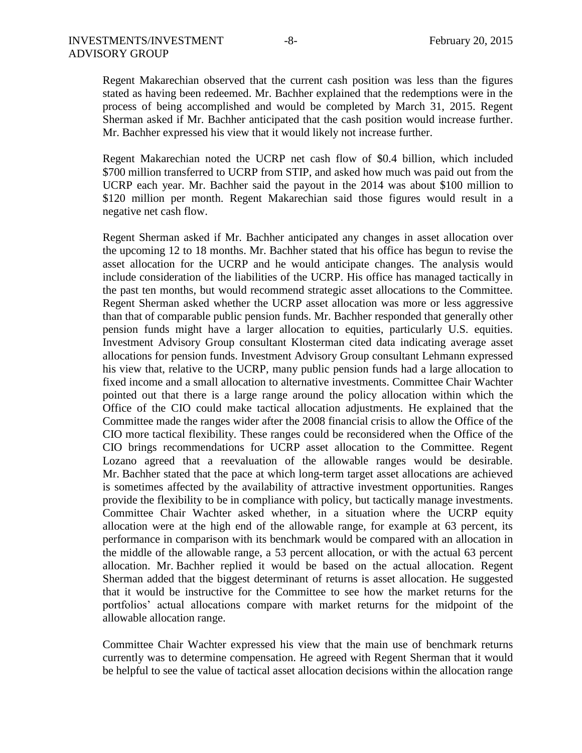Regent Makarechian observed that the current cash position was less than the figures stated as having been redeemed. Mr. Bachher explained that the redemptions were in the process of being accomplished and would be completed by March 31, 2015. Regent Sherman asked if Mr. Bachher anticipated that the cash position would increase further. Mr. Bachher expressed his view that it would likely not increase further.

Regent Makarechian noted the UCRP net cash flow of \$0.4 billion, which included \$700 million transferred to UCRP from STIP, and asked how much was paid out from the UCRP each year. Mr. Bachher said the payout in the 2014 was about \$100 million to \$120 million per month. Regent Makarechian said those figures would result in a negative net cash flow.

Regent Sherman asked if Mr. Bachher anticipated any changes in asset allocation over the upcoming 12 to 18 months. Mr. Bachher stated that his office has begun to revise the asset allocation for the UCRP and he would anticipate changes. The analysis would include consideration of the liabilities of the UCRP. His office has managed tactically in the past ten months, but would recommend strategic asset allocations to the Committee. Regent Sherman asked whether the UCRP asset allocation was more or less aggressive than that of comparable public pension funds. Mr. Bachher responded that generally other pension funds might have a larger allocation to equities, particularly U.S. equities. Investment Advisory Group consultant Klosterman cited data indicating average asset allocations for pension funds. Investment Advisory Group consultant Lehmann expressed his view that, relative to the UCRP, many public pension funds had a large allocation to fixed income and a small allocation to alternative investments. Committee Chair Wachter pointed out that there is a large range around the policy allocation within which the Office of the CIO could make tactical allocation adjustments. He explained that the Committee made the ranges wider after the 2008 financial crisis to allow the Office of the CIO more tactical flexibility. These ranges could be reconsidered when the Office of the CIO brings recommendations for UCRP asset allocation to the Committee. Regent Lozano agreed that a reevaluation of the allowable ranges would be desirable. Mr. Bachher stated that the pace at which long-term target asset allocations are achieved is sometimes affected by the availability of attractive investment opportunities. Ranges provide the flexibility to be in compliance with policy, but tactically manage investments. Committee Chair Wachter asked whether, in a situation where the UCRP equity allocation were at the high end of the allowable range, for example at 63 percent, its performance in comparison with its benchmark would be compared with an allocation in the middle of the allowable range, a 53 percent allocation, or with the actual 63 percent allocation. Mr. Bachher replied it would be based on the actual allocation. Regent Sherman added that the biggest determinant of returns is asset allocation. He suggested that it would be instructive for the Committee to see how the market returns for the portfolios' actual allocations compare with market returns for the midpoint of the allowable allocation range.

Committee Chair Wachter expressed his view that the main use of benchmark returns currently was to determine compensation. He agreed with Regent Sherman that it would be helpful to see the value of tactical asset allocation decisions within the allocation range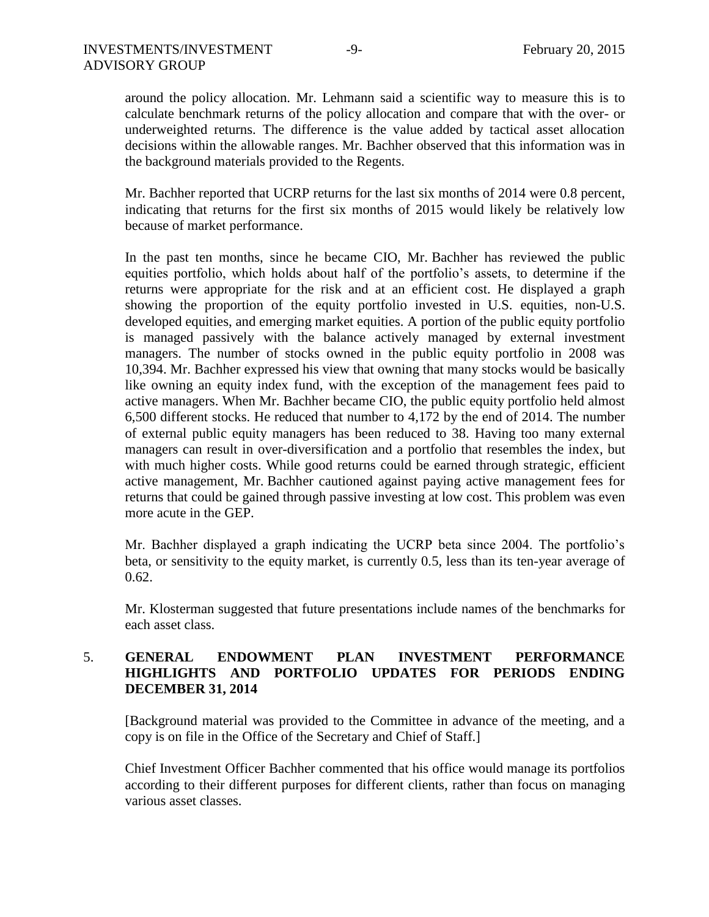around the policy allocation. Mr. Lehmann said a scientific way to measure this is to calculate benchmark returns of the policy allocation and compare that with the over- or underweighted returns. The difference is the value added by tactical asset allocation decisions within the allowable ranges. Mr. Bachher observed that this information was in the background materials provided to the Regents.

Mr. Bachher reported that UCRP returns for the last six months of 2014 were 0.8 percent, indicating that returns for the first six months of 2015 would likely be relatively low because of market performance.

In the past ten months, since he became CIO, Mr. Bachher has reviewed the public equities portfolio, which holds about half of the portfolio's assets, to determine if the returns were appropriate for the risk and at an efficient cost. He displayed a graph showing the proportion of the equity portfolio invested in U.S. equities, non-U.S. developed equities, and emerging market equities. A portion of the public equity portfolio is managed passively with the balance actively managed by external investment managers. The number of stocks owned in the public equity portfolio in 2008 was 10,394. Mr. Bachher expressed his view that owning that many stocks would be basically like owning an equity index fund, with the exception of the management fees paid to active managers. When Mr. Bachher became CIO, the public equity portfolio held almost 6,500 different stocks. He reduced that number to 4,172 by the end of 2014. The number of external public equity managers has been reduced to 38. Having too many external managers can result in over-diversification and a portfolio that resembles the index, but with much higher costs. While good returns could be earned through strategic, efficient active management, Mr. Bachher cautioned against paying active management fees for returns that could be gained through passive investing at low cost. This problem was even more acute in the GEP.

Mr. Bachher displayed a graph indicating the UCRP beta since 2004. The portfolio's beta, or sensitivity to the equity market, is currently 0.5, less than its ten-year average of 0.62.

Mr. Klosterman suggested that future presentations include names of the benchmarks for each asset class.

## 5. GENERAL ENDOWMENT PLAN INVESTMENT PERFORMANCE HIGHLIGHTS AND PORTFOLIO UPDATES FOR PERIODS ENDING DECEMBER 31, 2014

[Background material was provided to the Committee in advance of the meeting, and a copy is on file in the Office of the Secretary and Chief of Staff.]

Chief Investment Officer Bachher commented that his office would manage its portfolios according to their different purposes for different clients, rather than focus on managing various asset classes.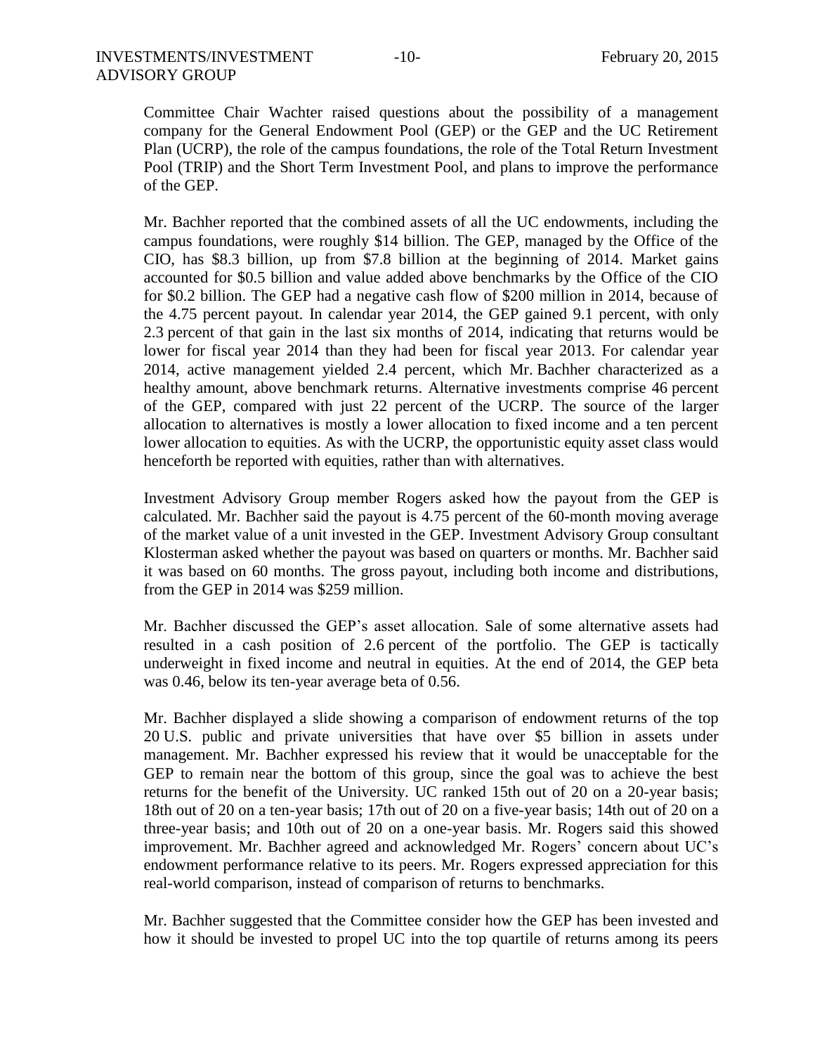Committee Chair Wachter raised questions about the possibility of a management company for the General Endowment Pool (GEP) or the GEP and the UC Retirement Plan (UCRP), the role of the campus foundations, the role of the Total Return Investment Pool (TRIP) and the Short Term Investment Pool, and plans to improve the performance of the GEP.

Mr. Bachher reported that the combined assets of all the UC endowments, including the campus foundations, were roughly $14 billion. The GEP, managed by the Office of the CIO, has $8.3 billion, up from $7.8 billion at the beginning of 2014. Market gains accounted for $0.5 billion and value added above benchmarks by the Office of the CIO for $0.2 billion. The GEP had a negative cash flow of $200 million in 2014, because of the 4.75 percent payout. In calendar year 2014, the GEP gained 9.1 percent, with only 2.3 percent of that gain in the last six months of 2014, indicating that returns would be lower for fiscal year 2014 than they had been for fiscal year 2013. For calendar year 2014, active management yielded 2.4 percent, which Mr. Bachher characterized as a healthy amount, above benchmark returns. Alternative investments comprise 46 percent of the GEP, compared with just 22 percent of the UCRP. The source of the larger allocation to alternatives is mostly a lower allocation to fixed income and a ten percent lower allocation to equities. As with the UCRP, the opportunistic equity asset class would henceforth be reported with equities, rather than with alternatives.

Investment Advisory Group member Rogers asked how the payout from the GEP is calculated. Mr. Bachher said the payout is 4.75 percent of the 60-month moving average of the market value of a unit invested in the GEP. Investment Advisory Group consultant Klosterman asked whether the payout was based on quarters or months. Mr. Bachher said it was based on 60 months. The gross payout, including both income and distributions, from the GEP in 2014 was $259 million.

Mr. Bachher discussed the GEP's asset allocation. Sale of some alternative assets had resulted in a cash position of 2.6 percent of the portfolio. The GEP is tactically underweight in fixed income and neutral in equities. At the end of 2014, the GEP beta was 0.46, below its ten-year average beta of 0.56.

Mr. Bachher displayed a slide showing a comparison of endowment returns of the top 20 U.S. public and private universities that have over $5 billion in assets under management. Mr. Bachher expressed his review that it would be unacceptable for the GEP to remain near the bottom of this group, since the goal was to achieve the best returns for the benefit of the University. UC ranked 15th out of 20 on a 20-year basis; 18th out of 20 on a ten-year basis; 17th out of 20 on a five-year basis; 14th out of 20 on a three-year basis; and 10th out of 20 on a one-year basis. Mr. Rogers said this showed improvement. Mr. Bachher agreed and acknowledged Mr. Rogers' concern about UC's endowment performance relative to its peers. Mr. Rogers expressed appreciation for this real-world comparison, instead of comparison of returns to benchmarks.

Mr. Bachher suggested that the Committee consider how the GEP has been invested and how it should be invested to propel UC into the top quartile of returns among its peers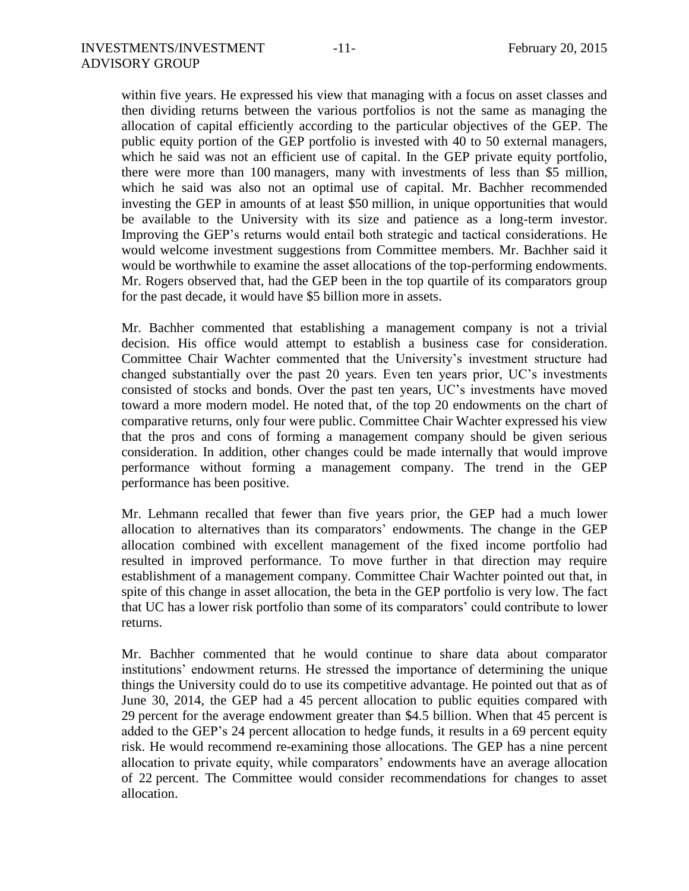within five years. He expressed his view that managing with a focus on asset classes and then dividing returns between the various portfolios is not the same as managing the allocation of capital efficiently according to the particular objectives of the GEP. The public equity portion of the GEP portfolio is invested with 40 to 50 external managers, which he said was not an efficient use of capital. In the GEP private equity portfolio, there were more than 100 managers, many with investments of less than $5 million, which he said was also not an optimal use of capital. Mr. Bachher recommended investing the GEP in amounts of at least $50 million, in unique opportunities that would be available to the University with its size and patience as a long-term investor. Improving the GEP's returns would entail both strategic and tactical considerations. He would welcome investment suggestions from Committee members. Mr. Bachher said it would be worthwhile to examine the asset allocations of the top-performing endowments. Mr. Rogers observed that, had the GEP been in the top quartile of its comparators group for the past decade, it would have $5 billion more in assets.

Mr. Bachher commented that establishing a management company is not a trivial decision. His office would attempt to establish a business case for consideration. Committee Chair Wachter commented that the University's investment structure had changed substantially over the past 20 years. Even ten years prior, UC's investments consisted of stocks and bonds. Over the past ten years, UC's investments have moved toward a more modern model. He noted that, of the top 20 endowments on the chart of comparative returns, only four were public. Committee Chair Wachter expressed his view that the pros and cons of forming a management company should be given serious consideration. In addition, other changes could be made internally that would improve performance without forming a management company. The trend in the GEP performance has been positive.

Mr. Lehmann recalled that fewer than five years prior, the GEP had a much lower allocation to alternatives than its comparators' endowments. The change in the GEP allocation combined with excellent management of the fixed income portfolio had resulted in improved performance. To move further in that direction may require establishment of a management company. Committee Chair Wachter pointed out that, in spite of this change in asset allocation, the beta in the GEP portfolio is very low. The fact that UC has a lower risk portfolio than some of its comparators' could contribute to lower returns.

Mr. Bachher commented that he would continue to share data about comparator institutions' endowment returns. He stressed the importance of determining the unique things the University could do to use its competitive advantage. He pointed out that as of June 30, 2014, the GEP had a 45 percent allocation to public equities compared with 29 percent for the average endowment greater than $4.5 billion. When that 45 percent is added to the GEP's 24 percent allocation to hedge funds, it results in a 69 percent equity risk. He would recommend re-examining those allocations. The GEP has a nine percent allocation to private equity, while comparators' endowments have an average allocation of 22 percent. The Committee would consider recommendations for changes to asset allocation.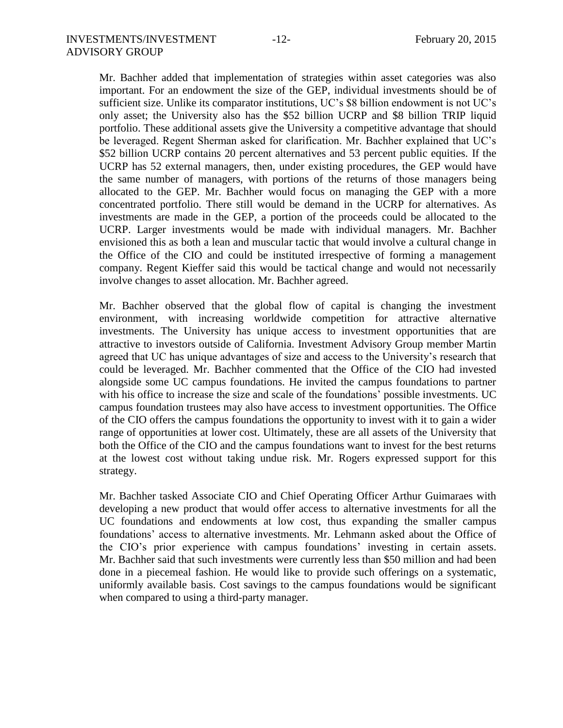Mr. Bachher added that implementation of strategies within asset categories was also important. For an endowment the size of the GEP, individual investments should be of sufficient size. Unlike its comparator institutions, UC's $8 billion endowment is not UC's only asset; the University also has the $52 billion UCRP and $8 billion TRIP liquid portfolio. These additional assets give the University a competitive advantage that should be leveraged. Regent Sherman asked for clarification. Mr. Bachher explained that UC's $52 billion UCRP contains 20 percent alternatives and 53 percent public equities. If the UCRP has 52 external managers, then, under existing procedures, the GEP would have the same number of managers, with portions of the returns of those managers being allocated to the GEP. Mr. Bachher would focus on managing the GEP with a more concentrated portfolio. There still would be demand in the UCRP for alternatives. As investments are made in the GEP, a portion of the proceeds could be allocated to the UCRP. Larger investments would be made with individual managers. Mr. Bachher envisioned this as both a lean and muscular tactic that would involve a cultural change in the Office of the CIO and could be instituted irrespective of forming a management company. Regent Kieffer said this would be tactical change and would not necessarily involve changes to asset allocation. Mr. Bachher agreed.

Mr. Bachher observed that the global flow of capital is changing the investment environment, with increasing worldwide competition for attractive alternative investments. The University has unique access to investment opportunities that are attractive to investors outside of California. Investment Advisory Group member Martin agreed that UC has unique advantages of size and access to the University's research that could be leveraged. Mr. Bachher commented that the Office of the CIO had invested alongside some UC campus foundations. He invited the campus foundations to partner with his office to increase the size and scale of the foundations' possible investments. UC campus foundation trustees may also have access to investment opportunities. The Office of the CIO offers the campus foundations the opportunity to invest with it to gain a wider range of opportunities at lower cost. Ultimately, these are all assets of the University that both the Office of the CIO and the campus foundations want to invest for the best returns at the lowest cost without taking undue risk. Mr. Rogers expressed support for this strategy.

Mr. Bachher tasked Associate CIO and Chief Operating Officer Arthur Guimaraes with developing a new product that would offer access to alternative investments for all the UC foundations and endowments at low cost, thus expanding the smaller campus foundations' access to alternative investments. Mr. Lehmann asked about the Office of the CIO's prior experience with campus foundations' investing in certain assets. Mr. Bachher said that such investments were currently less than $50 million and had been done in a piecemeal fashion. He would like to provide such offerings on a systematic, uniformly available basis. Cost savings to the campus foundations would be significant when compared to using a third-party manager.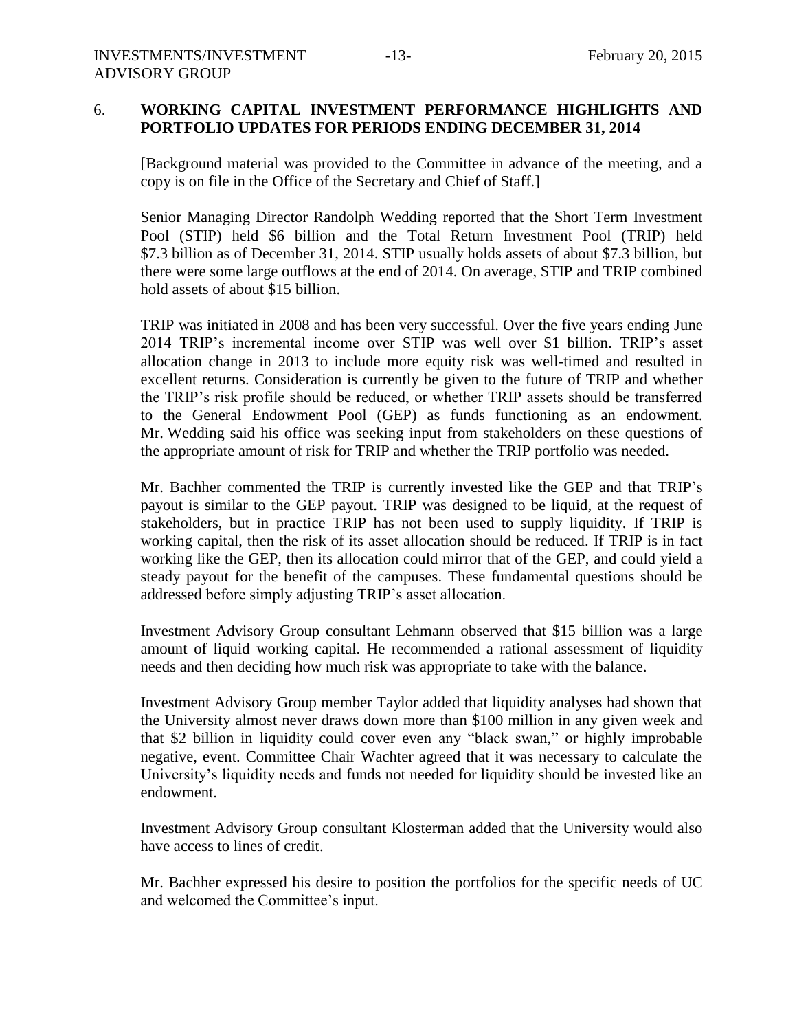6. **WORKING CAPITAL INVESTMENT PERFORMANCE HIGHLIGHTS AND PORTFOLIO UPDATES FOR PERIODS ENDING DECEMBER 31, 2014**

[Background material was provided to the Committee in advance of the meeting, and a copy is on file in the Office of the Secretary and Chief of Staff.]

Senior Managing Director Randolph Wedding reported that the Short Term Investment Pool (STIP) held \$6 billion and the Total Return Investment Pool (TRIP) held \$7.3 billion as of December 31, 2014. STIP usually holds assets of about \$7.3 billion, but there were some large outflows at the end of 2014. On average, STIP and TRIP combined hold assets of about \$15 billion.

TRIP was initiated in 2008 and has been very successful. Over the five years ending June 2014 TRIP's incremental income over STIP was well over \$1 billion. TRIP's asset allocation change in 2013 to include more equity risk was well-timed and resulted in excellent returns. Consideration is currently be given to the future of TRIP and whether the TRIP's risk profile should be reduced, or whether TRIP assets should be transferred to the General Endowment Pool (GEP) as funds functioning as an endowment. Mr. Wedding said his office was seeking input from stakeholders on these questions of the appropriate amount of risk for TRIP and whether the TRIP portfolio was needed.

Mr. Bachher commented the TRIP is currently invested like the GEP and that TRIP's payout is similar to the GEP payout. TRIP was designed to be liquid, at the request of stakeholders, but in practice TRIP has not been used to supply liquidity. If TRIP is working capital, then the risk of its asset allocation should be reduced. If TRIP is in fact working like the GEP, then its allocation could mirror that of the GEP, and could yield a steady payout for the benefit of the campuses. These fundamental questions should be addressed before simply adjusting TRIP's asset allocation.

Investment Advisory Group consultant Lehmann observed that \$15 billion was a large amount of liquid working capital. He recommended a rational assessment of liquidity needs and then deciding how much risk was appropriate to take with the balance.

Investment Advisory Group member Taylor added that liquidity analyses had shown that the University almost never draws down more than \$100 million in any given week and that \$2 billion in liquidity could cover even any "black swan," or highly improbable negative, event. Committee Chair Wachter agreed that it was necessary to calculate the University's liquidity needs and funds not needed for liquidity should be invested like an endowment.

Investment Advisory Group consultant Klosterman added that the University would also have access to lines of credit.

Mr. Bachher expressed his desire to position the portfolios for the specific needs of UC and welcomed the Committee's input.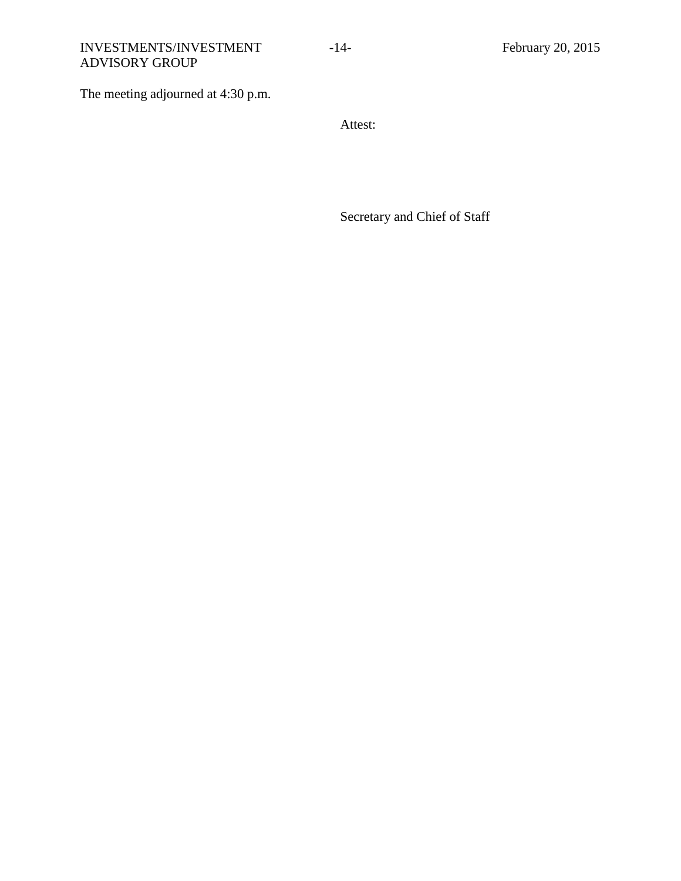The meeting adjourned at 4:30 p.m.

Attest:

Secretary and Chief of Staff